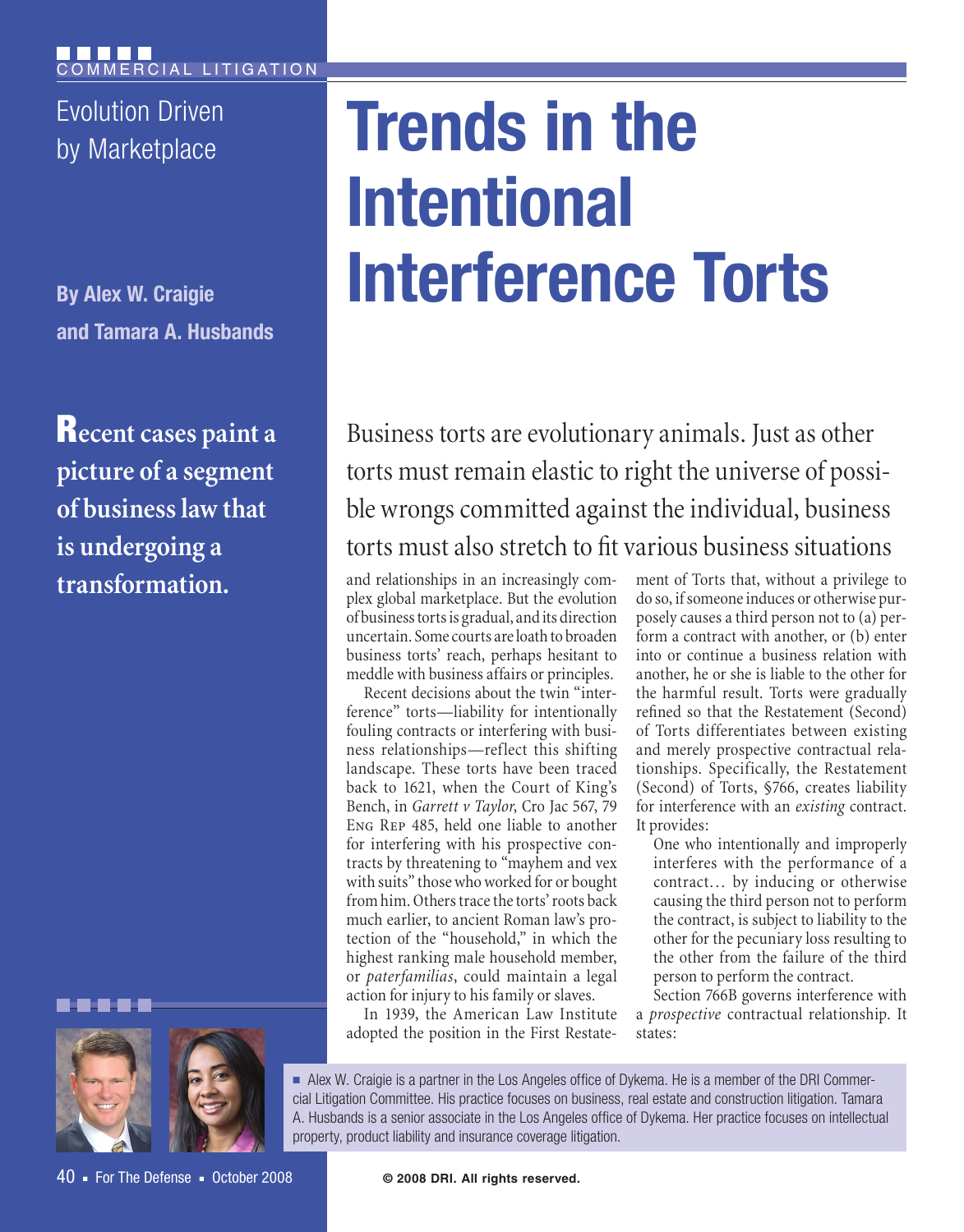COMMERCIAL LITIGATION

Evolution Driven by Marketplace

# Trends in the Intentional Interference Torts

**By Alex W. Craigie and Tamara A. Husbands**

**Recent cases paint a picture of a segment of business law that is undergoing a transformation.**

Business torts are evolutionary animals. Just as other torts must remain elastic to right the universe of possible wrongs committed against the individual, business torts must also stretch to fit various business situations and relationships in an increasingly complex global marketplace. But the evolution of business torts is gradual, and its direction uncertain. Some courts are loath to broaden business torts' reach, perhaps hesitant to meddle with business affairs or principles.

Recent decisions about the twin "interference" torts—liability for intentionally fouling contracts or interfering with business relationships—reflect this shifting landscape. These torts have been traced back to 1621, when the Court of King's Bench, in *Garrett v Taylor*, Cro Jac 567, 79 Eng Rep 485, held one liable to another for interfering with his prospective contracts by threatening to "mayhem and vex with suits" those who worked for or bought from him. Others trace the torts' roots back much earlier, to ancient Roman law's protection of the "household," in which the highest ranking male household member, or *paterfamilias*, could maintain a legal action for injury to his family or slaves.

In 1939, the American Law Institute adopted the position in the First Restatement of Torts that, without a privilege to do so, if someone induces or otherwise purposely causes a third person not to (a) perform a contract with another, or (b) enter into or continue a business relation with another, he or she is liable to the other for the harmful result. Torts were gradually refined so that the Restatement (Second) of Torts differentiates between existing and merely prospective contractual relationships. Specifically, the Restatement (Second) of Torts, §766, creates liability for interference with an *existing* contract. It provides:

> One who intentionally and improperly interferes with the performance of a contract… by inducing or otherwise causing the third person not to perform the contract, is subject to liability to the other for the pecuniary loss resulting to the other from the failure of the third person to perform the contract.

Section 766B governs interference with a *prospective* contractual relationship. It states:

■ Alex W. Craigie is a partner in the Los Angeles office of Dykema. He is a member of the DRI Commercial Litigation Committee. His practice focuses on business, real estate and construction litigation. Tamara A. Husbands is a senior associate in the Los Angeles office of Dykema. Her practice focuses on intellectual property, product liability and insurance coverage litigation.

© 2008 DRI. All rights reserved.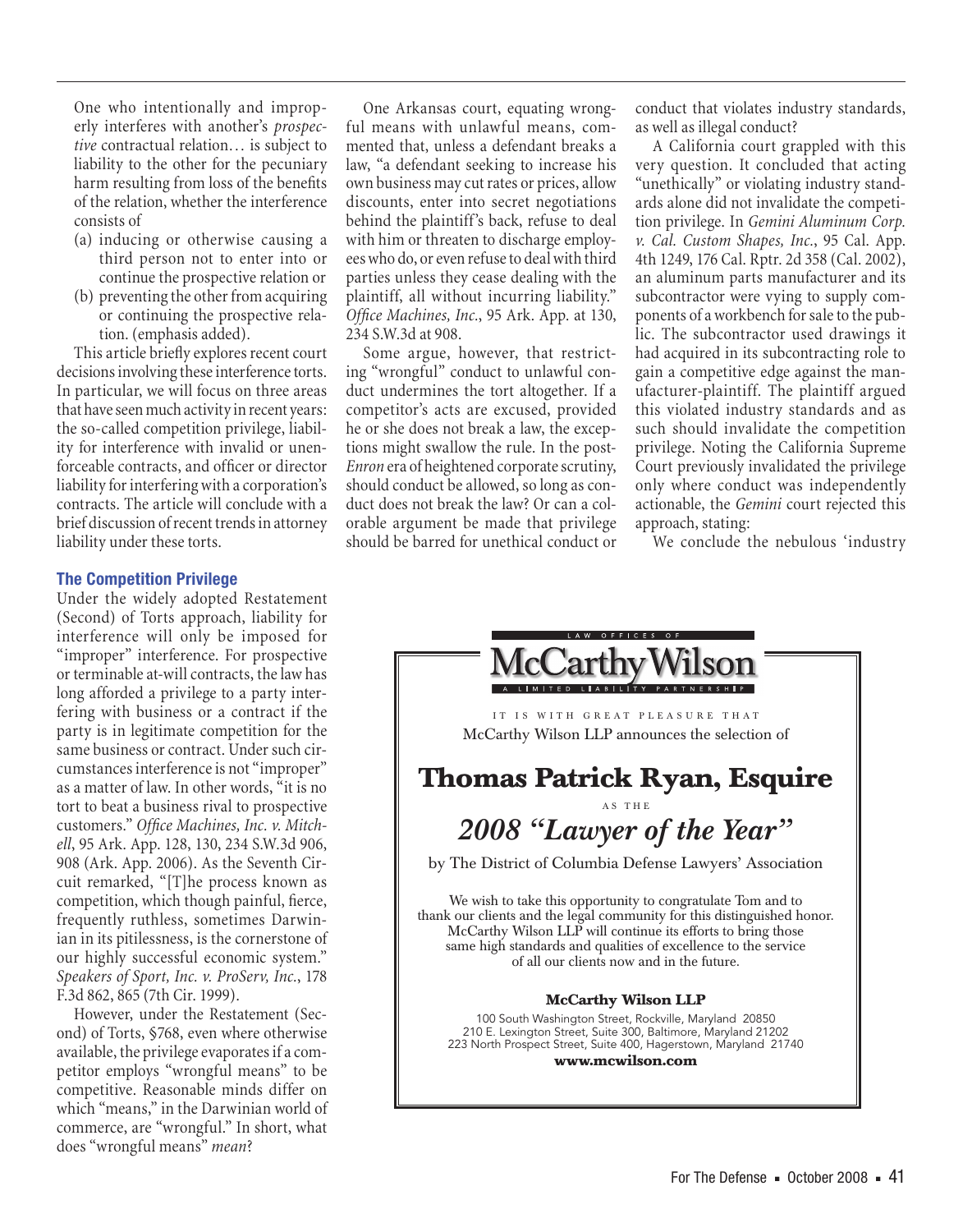> One who intentionally and improperly interferes with another's *prospective* contractual relation… is subject to liability to the other for the pecuniary harm resulting from loss of the benefits of the relation, whether the interference consists of
>
> (a) inducing or otherwise causing a third person not to enter into or continue the prospective relation or
>
> (b) preventing the other from acquiring or continuing the prospective relation. (emphasis added).

This article briefly explores recent court decisions involving these interference torts. In particular, we will focus on three areas that have seen much activity in recent years: the so-called competition privilege, liability for interference with invalid or unenforceable contracts, and officer or director liability for interfering with a corporation's contracts. The article will conclude with a brief discussion of recent trends in attorney liability under these torts.

### The Competition Privilege

Under the widely adopted Restatement (Second) of Torts approach, liability for interference will only be imposed for "improper" interference. For prospective or terminable at-will contracts, the law has long afforded a privilege to a party interfering with business or a contract if the party is in legitimate competition for the same business or contract. Under such circumstances interference is not "improper" as a matter of law. In other words, "it is no tort to beat a business rival to prospective customers." *Office Machines, Inc. v. Mitchell*, 95 Ark. App. 128, 130, 234 S.W.3d 906, 908 (Ark. App. 2006). As the Seventh Circuit remarked, "[T]he process known as competition, which though painful, fierce, frequently ruthless, sometimes Darwinian in its pitilessness, is the cornerstone of our highly successful economic system." *Speakers of Sport, Inc. v. ProServ, Inc.*, 178 F.3d 862, 865 (7th Cir. 1999).

However, under the Restatement (Second) of Torts, §768, even where otherwise available, the privilege evaporates if a competitor employs "wrongful means" to be competitive. Reasonable minds differ on which "means," in the Darwinian world of commerce, are "wrongful." In short, what does "wrongful means" *mean*?

One Arkansas court, equating wrongful means with unlawful means, commented that, unless a defendant breaks a law, "a defendant seeking to increase his own business may cut rates or prices, allow discounts, enter into secret negotiations behind the plaintiff's back, refuse to deal with him or threaten to discharge employees who do, or even refuse to deal with third parties unless they cease dealing with the plaintiff, all without incurring liability." *Office Machines, Inc.*, 95 Ark. App. at 130, 234 S.W.3d at 908.

Some argue, however, that restricting "wrongful" conduct to unlawful conduct undermines the tort altogether. If a competitor's acts are excused, provided he or she does not break a law, the exceptions might swallow the rule. In the post-*Enron* era of heightened corporate scrutiny, should conduct be allowed, so long as conduct does not break the law? Or can a colorable argument be made that privilege should be barred for unethical conduct or conduct that violates industry standards, as well as illegal conduct?

A California court grappled with this very question. It concluded that acting "unethically" or violating industry standards alone did not invalidate the competition privilege. In *Gemini Aluminum Corp. v. Cal. Custom Shapes, Inc.*, 95 Cal. App. 4th 1249, 176 Cal. Rptr. 2d 358 (Cal. 2002), an aluminum parts manufacturer and its subcontractor were vying to supply components of a workbench for sale to the public. The subcontractor used drawings it had acquired in its subcontracting role to gain a competitive edge against the manufacturer-plaintiff. The plaintiff argued this violated industry standards and as such should invalidate the competition privilege. Noting the California Supreme Court previously invalidated the privilege only where conduct was independently actionable, the *Gemini* court rejected this approach, stating:

> We conclude the nebulous 'industry

---

LAW OFFICES OF

**McCarthy Wilson**

A LIMITED LIABILITY PARTNERSHIP

IT IS WITH GREAT PLEASURE THAT
McCarthy Wilson LLP announces the selection of

## Thomas Patrick Ryan, Esquire

AS THE

*2008 "Lawyer of the Year"*

by The District of Columbia Defense Lawyers' Association

We wish to take this opportunity to congratulate Tom and to thank our clients and the legal community for this distinguished honor. McCarthy Wilson LLP will continue its efforts to bring those same high standards and qualities of excellence to the service of all our clients now and in the future.

**McCarthy Wilson LLP**

100 South Washington Street, Rockville, Maryland 20850
210 E. Lexington Street, Suite 300, Baltimore, Maryland 21202
223 North Prospect Street, Suite 400, Hagerstown, Maryland 21740

**www.mcwilson.com**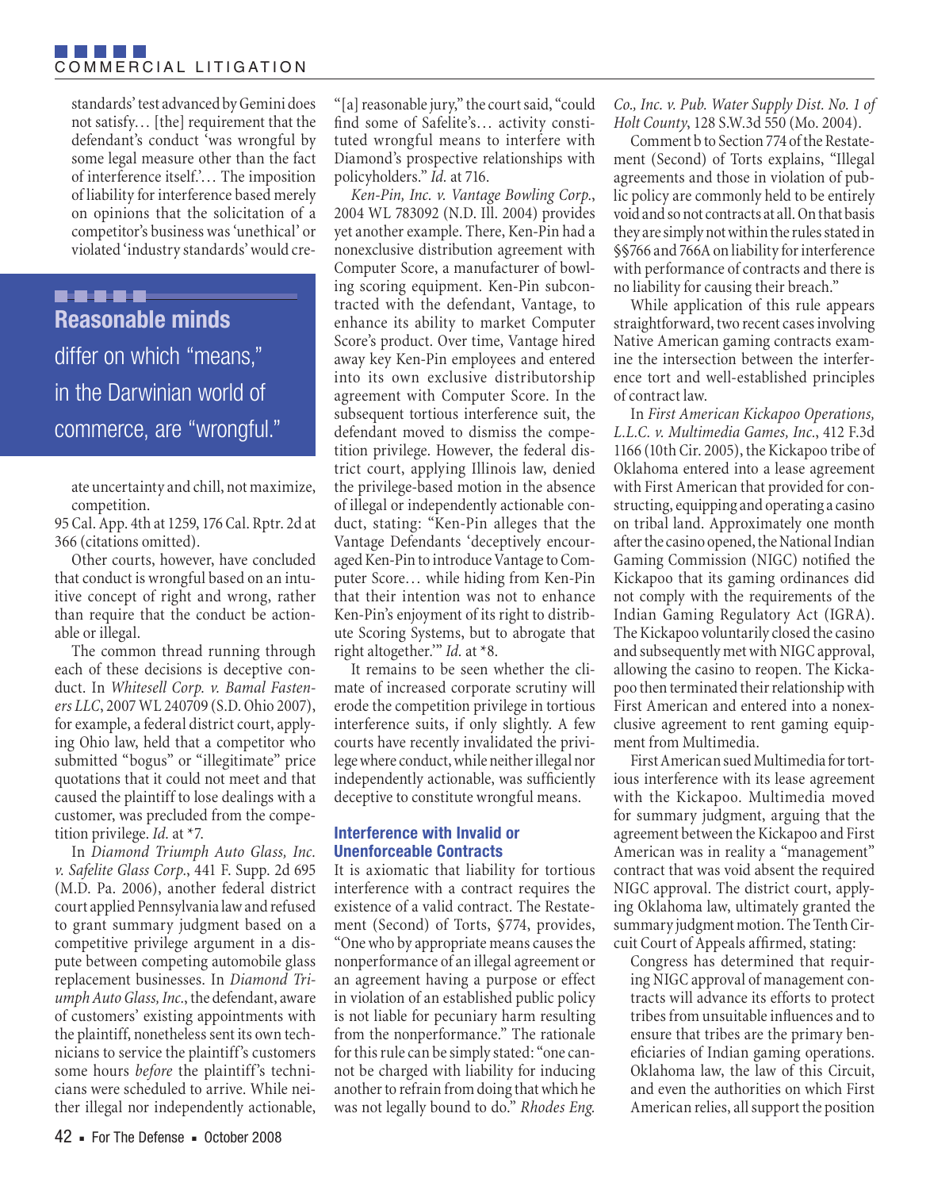standards' test advanced by Gemini does not satisfy… [the] requirement that the defendant's conduct 'was wrongful by some legal measure other than the fact of interference itself.'… The imposition of liability for interference based merely on opinions that the solicitation of a competitor's business was 'unethical' or violated 'industry standards' would create uncertainty and chill, not maximize, competition.

95 Cal. App. 4th at 1259, 176 Cal. Rptr. 2d at 366 (citations omitted).

**Reasonable minds differ on which "means," in the Darwinian world of commerce, are "wrongful."**

Other courts, however, have concluded that conduct is wrongful based on an intuitive concept of right and wrong, rather than require that the conduct be actionable or illegal.

The common thread running through each of these decisions is deceptive conduct. In *Whitesell Corp. v. Bamal Fasteners LLC*, 2007 WL 240709 (S.D. Ohio 2007), for example, a federal district court, applying Ohio law, held that a competitor who submitted "bogus" or "illegitimate" price quotations that it could not meet and that caused the plaintiff to lose dealings with a customer, was precluded from the competition privilege. *Id.* at *7.

In *Diamond Triumph Auto Glass, Inc. v. Safelite Glass Corp.*, 441 F. Supp. 2d 695 (M.D. Pa. 2006), another federal district court applied Pennsylvania law and refused to grant summary judgment based on a competitive privilege argument in a dispute between competing automobile glass replacement businesses. In *Diamond Triumph Auto Glass, Inc.*, the defendant, aware of customers' existing appointments with the plaintiff, nonetheless sent its own technicians to service the plaintiff's customers some hours *before* the plaintiff's technicians were scheduled to arrive. While neither illegal nor independently actionable, "[a] reasonable jury," the court said, "could find some of Safelite's… activity constituted wrongful means to interfere with Diamond's prospective relationships with policyholders." *Id.* at 716.

*Ken-Pin, Inc. v. Vantage Bowling Corp.*, 2004 WL 783092 (N.D. Ill. 2004) provides yet another example. There, Ken-Pin had a nonexclusive distribution agreement with Computer Score, a manufacturer of bowling scoring equipment. Ken-Pin subcontracted with the defendant, Vantage, to enhance its ability to market Computer Score's product. Over time, Vantage hired away key Ken-Pin employees and entered into its own exclusive distributorship agreement with Computer Score. In the subsequent tortious interference suit, the defendant moved to dismiss the competition privilege. However, the federal district court, applying Illinois law, denied the privilege-based motion in the absence of illegal or independently actionable conduct, stating: "Ken-Pin alleges that the Vantage Defendants 'deceptively encouraged Ken-Pin to introduce Vantage to Computer Score… while hiding from Ken-Pin that their intention was not to enhance Ken-Pin's enjoyment of its right to distribute Scoring Systems, but to abrogate that right altogether.'" *Id.* at *8.

It remains to be seen whether the climate of increased corporate scrutiny will erode the competition privilege in tortious interference suits, if only slightly. A few courts have recently invalidated the privilege where conduct, while neither illegal nor independently actionable, was sufficiently deceptive to constitute wrongful means.

### Interference with Invalid or Unenforceable Contracts

It is axiomatic that liability for tortious interference with a contract requires the existence of a valid contract. The Restatement (Second) of Torts, §774, provides, "One who by appropriate means causes the nonperformance of an illegal agreement or an agreement having a purpose or effect in violation of an established public policy is not liable for pecuniary harm resulting from the nonperformance." The rationale for this rule can be simply stated: "one cannot be charged with liability for inducing another to refrain from doing that which he was not legally bound to do." *Rhodes Eng. Co., Inc. v. Pub. Water Supply Dist. No. 1 of Holt County*, 128 S.W.3d 550 (Mo. 2004).

Comment b to Section 774 of the Restatement (Second) of Torts explains, "Illegal agreements and those in violation of public policy are commonly held to be entirely void and so not contracts at all. On that basis they are simply not within the rules stated in §§766 and 766A on liability for interference with performance of contracts and there is no liability for causing their breach."

While application of this rule appears straightforward, two recent cases involving Native American gaming contracts examine the intersection between the interference tort and well-established principles of contract law.

In *First American Kickapoo Operations, L.L.C. v. Multimedia Games, Inc.*, 412 F.3d 1166 (10th Cir. 2005), the Kickapoo tribe of Oklahoma entered into a lease agreement with First American that provided for constructing, equipping and operating a casino on tribal land. Approximately one month after the casino opened, the National Indian Gaming Commission (NIGC) notified the Kickapoo that its gaming ordinances did not comply with the requirements of the Indian Gaming Regulatory Act (IGRA). The Kickapoo voluntarily closed the casino and subsequently met with NIGC approval, allowing the casino to reopen. The Kickapoo then terminated their relationship with First American and entered into a nonexclusive agreement to rent gaming equipment from Multimedia.

First American sued Multimedia for tortious interference with its lease agreement with the Kickapoo. Multimedia moved for summary judgment, arguing that the agreement between the Kickapoo and First American was in reality a "management" contract that was void absent the required NIGC approval. The district court, applying Oklahoma law, ultimately granted the summary judgment motion. The Tenth Circuit Court of Appeals affirmed, stating:

> Congress has determined that requiring NIGC approval of management contracts will advance its efforts to protect tribes from unsuitable influences and to ensure that tribes are the primary beneficiaries of Indian gaming operations. Oklahoma law, the law of this Circuit, and even the authorities on which First American relies, all support the position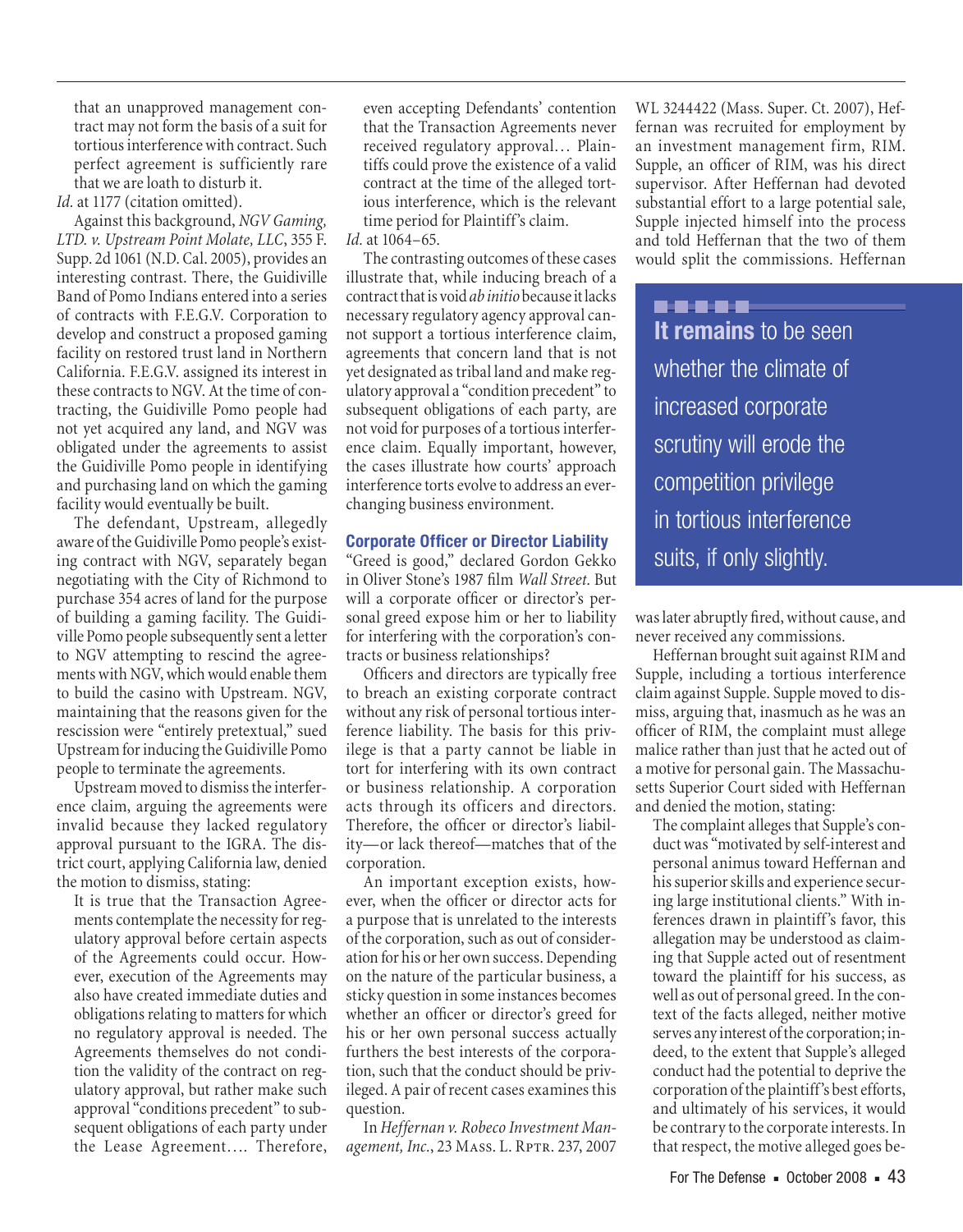> that an unapproved management contract may not form the basis of a suit for tortious interference with contract. Such perfect agreement is sufficiently rare that we are loath to disturb it.

*Id.* at 1177 (citation omitted).

Against this background, *NGV Gaming, LTD. v. Upstream Point Molate, LLC*, 355 F. Supp. 2d 1061 (N.D. Cal. 2005), provides an interesting contrast. There, the Guidiville Band of Pomo Indians entered into a series of contracts with F.E.G.V. Corporation to develop and construct a proposed gaming facility on restored trust land in Northern California. F.E.G.V. assigned its interest in these contracts to NGV. At the time of contracting, the Guidiville Pomo people had not yet acquired any land, and NGV was obligated under the agreements to assist the Guidiville Pomo people in identifying and purchasing land on which the gaming facility would eventually be built.

The defendant, Upstream, allegedly aware of the Guidiville Pomo people's existing contract with NGV, separately began negotiating with the City of Richmond to purchase 354 acres of land for the purpose of building a gaming facility. The Guidiville Pomo people subsequently sent a letter to NGV attempting to rescind the agreements with NGV, which would enable them to build the casino with Upstream. NGV, maintaining that the reasons given for the rescission were "entirely pretextual," sued Upstream for inducing the Guidiville Pomo people to terminate the agreements.

Upstream moved to dismiss the interference claim, arguing the agreements were invalid because they lacked regulatory approval pursuant to the IGRA. The district court, applying California law, denied the motion to dismiss, stating:

> It is true that the Transaction Agreements contemplate the necessity for regulatory approval before certain aspects of the Agreements could occur. However, execution of the Agreements may also have created immediate duties and obligations relating to matters for which no regulatory approval is needed. The Agreements themselves do not condition the validity of the contract on regulatory approval, but rather make such approval "conditions precedent" to subsequent obligations of each party under the Lease Agreement…. Therefore, even accepting Defendants' contention that the Transaction Agreements never received regulatory approval… Plaintiffs could prove the existence of a valid contract at the time of the alleged tortious interference, which is the relevant time period for Plaintiff's claim.

*Id.* at 1064–65.

The contrasting outcomes of these cases illustrate that, while inducing breach of a contract that is void *ab initio* because it lacks necessary regulatory agency approval cannot support a tortious interference claim, agreements that concern land that is not yet designated as tribal land and make regulatory approval a "condition precedent" to subsequent obligations of each party, are not void for purposes of a tortious interference claim. Equally important, however, the cases illustrate how courts' approach interference torts evolve to address an ever-changing business environment.

## Corporate Officer or Director Liability

"Greed is good," declared Gordon Gekko in Oliver Stone's 1987 film *Wall Street.* But will a corporate officer or director's personal greed expose him or her to liability for interfering with the corporation's contracts or business relationships?

Officers and directors are typically free to breach an existing corporate contract without any risk of personal tortious interference liability. The basis for this privilege is that a party cannot be liable in tort for interfering with its own contract or business relationship. A corporation acts through its officers and directors. Therefore, the officer or director's liability—or lack thereof—matches that of the corporation.

An important exception exists, however, when the officer or director acts for a purpose that is unrelated to the interests of the corporation, such as out of consideration for his or her own success. Depending on the nature of the particular business, a sticky question in some instances becomes whether an officer or director's greed for his or her own personal success actually furthers the best interests of the corporation, such that the conduct should be privileged. A pair of recent cases examines this question.

In *Heffernan v. Robeco Investment Management, Inc.*, 23 Mass. L. Rptr. 237, 2007 WL 3244422 (Mass. Super. Ct. 2007), Heffernan was recruited for employment by an investment management firm, RIM. Supple, an officer of RIM, was his direct supervisor. After Heffernan had devoted substantial effort to a large potential sale, Supple injected himself into the process and told Heffernan that the two of them would split the commissions. Heffernan was later abruptly fired, without cause, and never received any commissions.

> **It remains** to be seen whether the climate of increased corporate scrutiny will erode the competition privilege in tortious interference suits, if only slightly.

Heffernan brought suit against RIM and Supple, including a tortious interference claim against Supple. Supple moved to dismiss, arguing that, inasmuch as he was an officer of RIM, the complaint must allege malice rather than just that he acted out of a motive for personal gain. The Massachusetts Superior Court sided with Heffernan and denied the motion, stating:

> The complaint alleges that Supple's conduct was "motivated by self-interest and personal animus toward Heffernan and his superior skills and experience securing large institutional clients." With inferences drawn in plaintiff's favor, this allegation may be understood as claiming that Supple acted out of resentment toward the plaintiff for his success, as well as out of personal greed. In the context of the facts alleged, neither motive serves any interest of the corporation; indeed, to the extent that Supple's alleged conduct had the potential to deprive the corporation of the plaintiff's best efforts, and ultimately of his services, it would be contrary to the corporate interests. In that respect, the motive alleged goes be-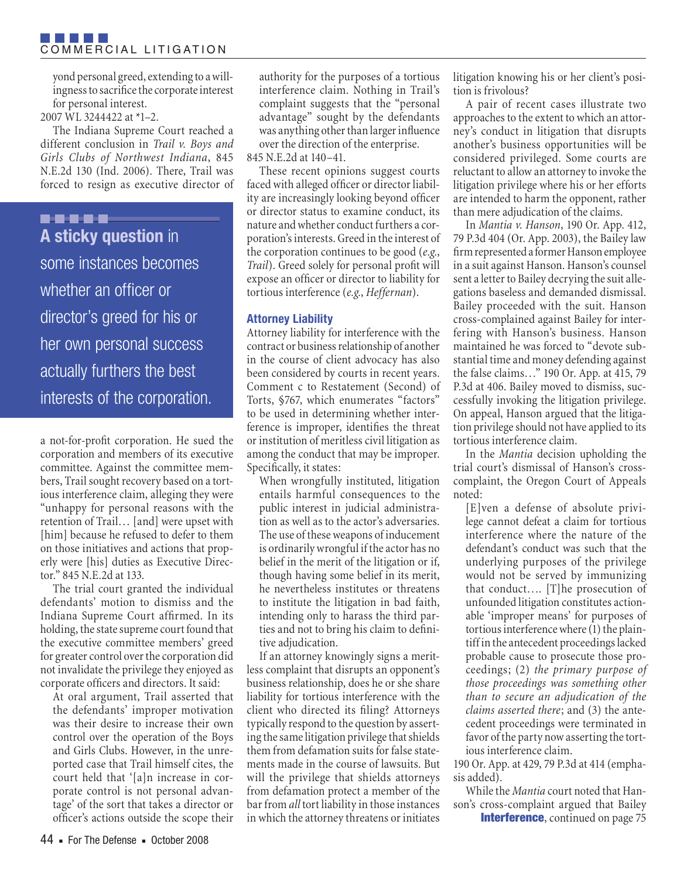yond personal greed, extending to a willingness to sacrifice the corporate interest for personal interest.

2007 WL 3244422 at *1–2.

The Indiana Supreme Court reached a different conclusion in *Trail v. Boys and Girls Clubs of Northwest Indiana*, 845 N.E.2d 130 (Ind. 2006). There, Trail was forced to resign as executive director of a not-for-profit corporation. He sued the corporation and members of its executive committee. Against the committee members, Trail sought recovery based on a tortious interference claim, alleging they were "unhappy for personal reasons with the retention of Trail… [and] were upset with [him] because he refused to defer to them on those initiatives and actions that properly were [his] duties as Executive Director." 845 N.E.2d at 133.

> **A sticky question** in some instances becomes whether an officer or director's greed for his or her own personal success actually furthers the best interests of the corporation.

The trial court granted the individual defendants' motion to dismiss and the Indiana Supreme Court affirmed. In its holding, the state supreme court found that the executive committee members' greed for greater control over the corporation did not invalidate the privilege they enjoyed as corporate officers and directors. It said:

> At oral argument, Trail asserted that the defendants' improper motivation was their desire to increase their own control over the operation of the Boys and Girls Clubs. However, in the unreported case that Trail himself cites, the court held that '[a]n increase in corporate control is not personal advantage' of the sort that takes a director or officer's actions outside the scope their authority for the purposes of a tortious interference claim. Nothing in Trail's complaint suggests that the "personal advantage" sought by the defendants was anything other than larger influence over the direction of the enterprise.

845 N.E.2d at 140–41.

These recent opinions suggest courts faced with alleged officer or director liability are increasingly looking beyond officer or director status to examine conduct, its nature and whether conduct furthers a corporation's interests. Greed in the interest of the corporation continues to be good (*e.g.*, *Trail*). Greed solely for personal profit will expose an officer or director to liability for tortious interference (*e.g.*, *Heffernan*).

### Attorney Liability

Attorney liability for interference with the contract or business relationship of another in the course of client advocacy has also been considered by courts in recent years. Comment c to Restatement (Second) of Torts, §767, which enumerates "factors" to be used in determining whether interference is improper, identifies the threat or institution of meritless civil litigation as among the conduct that may be improper. Specifically, it states:

> When wrongfully instituted, litigation entails harmful consequences to the public interest in judicial administration as well as to the actor's adversaries. The use of these weapons of inducement is ordinarily wrongful if the actor has no belief in the merit of the litigation or if, though having some belief in its merit, he nevertheless institutes or threatens to institute the litigation in bad faith, intending only to harass the third parties and not to bring his claim to definitive adjudication.

If an attorney knowingly signs a meritless complaint that disrupts an opponent's business relationship, does he or she share liability for tortious interference with the client who directed its filing? Attorneys typically respond to the question by asserting the same litigation privilege that shields them from defamation suits for false statements made in the course of lawsuits. But will the privilege that shields attorneys from defamation protect a member of the bar from *all* tort liability in those instances in which the attorney threatens or initiates litigation knowing his or her client's position is frivolous?

A pair of recent cases illustrate two approaches to the extent to which an attorney's conduct in litigation that disrupts another's business opportunities will be considered privileged. Some courts are reluctant to allow an attorney to invoke the litigation privilege where his or her efforts are intended to harm the opponent, rather than mere adjudication of the claims.

In *Mantia v. Hanson*, 190 Or. App. 412, 79 P.3d 404 (Or. App. 2003), the Bailey law firm represented a former Hanson employee in a suit against Hanson. Hanson's counsel sent a letter to Bailey decrying the suit allegations baseless and demanded dismissal. Bailey proceeded with the suit. Hanson cross-complained against Bailey for interfering with Hanson's business. Hanson maintained he was forced to "devote substantial time and money defending against the false claims…" 190 Or. App. at 415, 79 P.3d at 406. Bailey moved to dismiss, successfully invoking the litigation privilege. On appeal, Hanson argued that the litigation privilege should not have applied to its tortious interference claim.

In the *Mantia* decision upholding the trial court's dismissal of Hanson's cross-complaint, the Oregon Court of Appeals noted:

> [E]ven a defense of absolute privilege cannot defeat a claim for tortious interference where the nature of the defendant's conduct was such that the underlying purposes of the privilege would not be served by immunizing that conduct…. [T]he prosecution of unfounded litigation constitutes actionable 'improper means' for purposes of tortious interference where (1) the plaintiff in the antecedent proceedings lacked probable cause to prosecute those proceedings; (2) *the primary purpose of those proceedings was something other than to secure an adjudication of the claims asserted there*; and (3) the antecedent proceedings were terminated in favor of the party now asserting the tortious interference claim.

190 Or. App. at 429, 79 P.3d at 414 (emphasis added).

While the *Mantia* court noted that Hanson's cross-complaint argued that Bailey

**Interference**, continued on page 75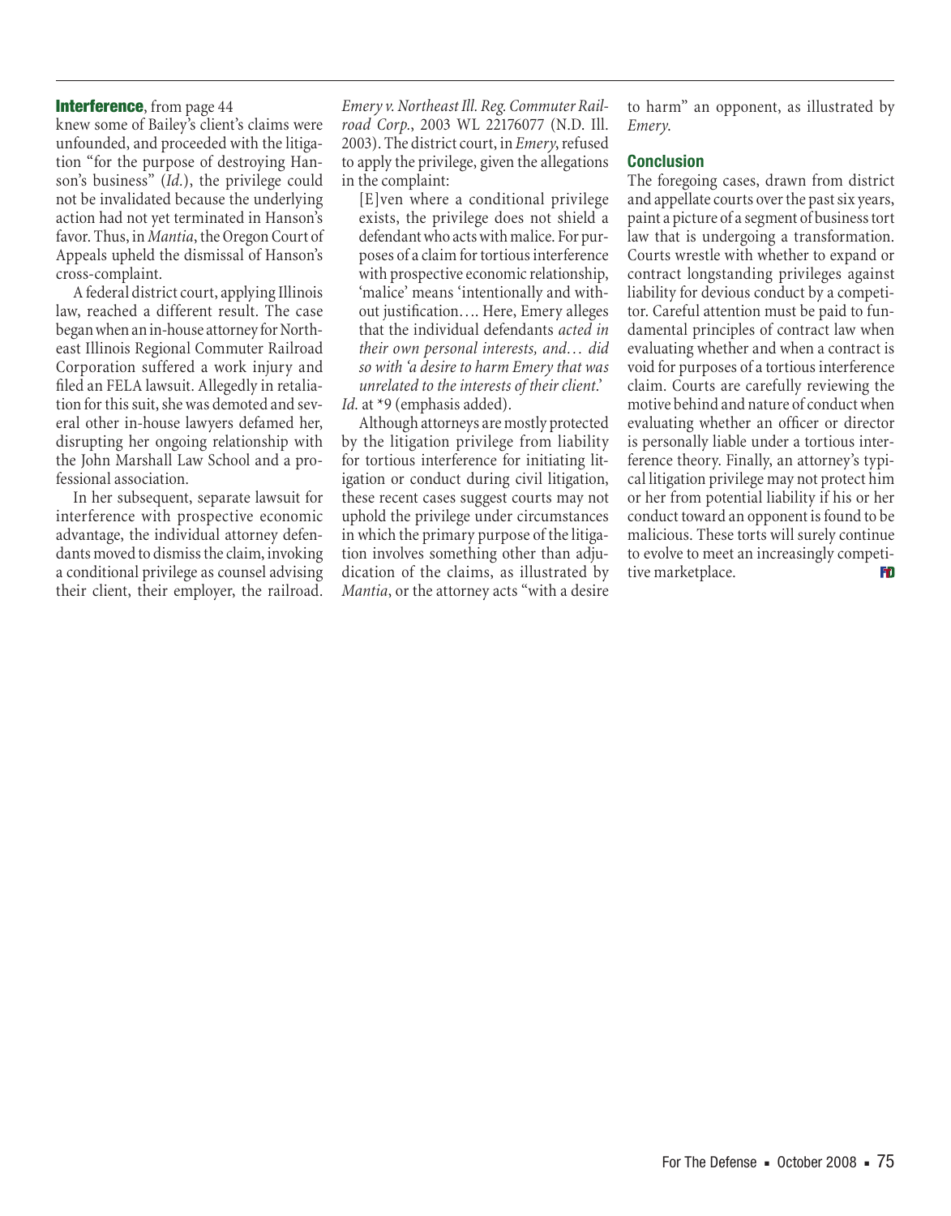**Interference**, from page 44

knew some of Bailey's client's claims were unfounded, and proceeded with the litigation "for the purpose of destroying Hanson's business" (*Id.*), the privilege could not be invalidated because the underlying action had not yet terminated in Hanson's favor. Thus, in *Mantia*, the Oregon Court of Appeals upheld the dismissal of Hanson's cross-complaint.

A federal district court, applying Illinois law, reached a different result. The case began when an in-house attorney for Northeast Illinois Regional Commuter Railroad Corporation suffered a work injury and filed an FELA lawsuit. Allegedly in retaliation for this suit, she was demoted and several other in-house lawyers defamed her, disrupting her ongoing relationship with the John Marshall Law School and a professional association.

In her subsequent, separate lawsuit for interference with prospective economic advantage, the individual attorney defendants moved to dismiss the claim, invoking a conditional privilege as counsel advising their client, their employer, the railroad. *Emery v. Northeast Ill. Reg. Commuter Railroad Corp.*, 2003 WL 22176077 (N.D. Ill. 2003). The district court, in *Emery*, refused to apply the privilege, given the allegations in the complaint:

> [E]ven where a conditional privilege exists, the privilege does not shield a defendant who acts with malice. For purposes of a claim for tortious interference with prospective economic relationship, 'malice' means 'intentionally and without justification…. Here, Emery alleges that the individual defendants *acted in their own personal interests, and… did so with 'a desire to harm Emery that was unrelated to the interests of their client.'*

*Id.* at *9 (emphasis added).

Although attorneys are mostly protected by the litigation privilege from liability for tortious interference for initiating litigation or conduct during civil litigation, these recent cases suggest courts may not uphold the privilege under circumstances in which the primary purpose of the litigation involves something other than adjudication of the claims, as illustrated by *Mantia*, or the attorney acts "with a desire to harm" an opponent, as illustrated by *Emery*.

## Conclusion

The foregoing cases, drawn from district and appellate courts over the past six years, paint a picture of a segment of business tort law that is undergoing a transformation. Courts wrestle with whether to expand or contract longstanding privileges against liability for devious conduct by a competitor. Careful attention must be paid to fundamental principles of contract law when evaluating whether and when a contract is void for purposes of a tortious interference claim. Courts are carefully reviewing the motive behind and nature of conduct when evaluating whether an officer or director is personally liable under a tortious interference theory. Finally, an attorney's typical litigation privilege may not protect him or her from potential liability if his or her conduct toward an opponent is found to be malicious. These torts will surely continue to evolve to meet an increasingly competitive marketplace.